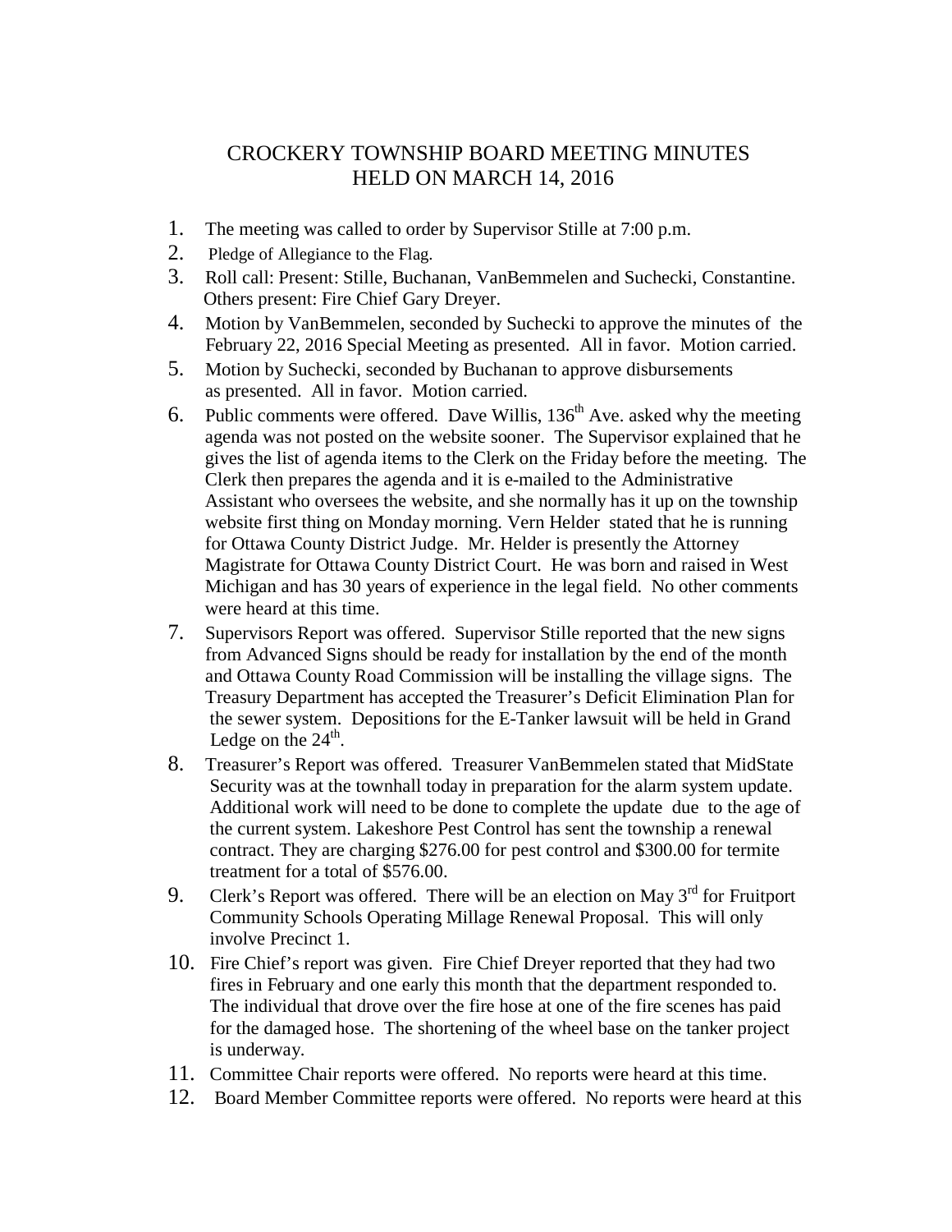# CROCKERY TOWNSHIP BOARD MEETING MINUTES
# HELD ON MARCH 14, 2016

1. The meeting was called to order by Supervisor Stille at 7:00 p.m.
2. Pledge of Allegiance to the Flag.
3. Roll call: Present: Stille, Buchanan, VanBemmelen and Suchecki, Constantine. Others present: Fire Chief Gary Dreyer.
4. Motion by VanBemmelen, seconded by Suchecki to approve the minutes of the February 22, 2016 Special Meeting as presented. All in favor. Motion carried.
5. Motion by Suchecki, seconded by Buchanan to approve disbursements as presented. All in favor. Motion carried.
6. Public comments were offered. Dave Willis, 136th Ave. asked why the meeting agenda was not posted on the website sooner. The Supervisor explained that he gives the list of agenda items to the Clerk on the Friday before the meeting. The Clerk then prepares the agenda and it is e-mailed to the Administrative Assistant who oversees the website, and she normally has it up on the township website first thing on Monday morning. Vern Helder stated that he is running for Ottawa County District Judge. Mr. Helder is presently the Attorney Magistrate for Ottawa County District Court. He was born and raised in West Michigan and has 30 years of experience in the legal field. No other comments were heard at this time.
7. Supervisors Report was offered. Supervisor Stille reported that the new signs from Advanced Signs should be ready for installation by the end of the month and Ottawa County Road Commission will be installing the village signs. The Treasury Department has accepted the Treasurer's Deficit Elimination Plan for the sewer system. Depositions for the E-Tanker lawsuit will be held in Grand Ledge on the 24th.
8. Treasurer's Report was offered. Treasurer VanBemmelen stated that MidState Security was at the townhall today in preparation for the alarm system update. Additional work will need to be done to complete the update due to the age of the current system. Lakeshore Pest Control has sent the township a renewal contract. They are charging $276.00 for pest control and $300.00 for termite treatment for a total of $576.00.
9. Clerk's Report was offered. There will be an election on May 3rd for Fruitport Community Schools Operating Millage Renewal Proposal. This will only involve Precinct 1.
10. Fire Chief's report was given. Fire Chief Dreyer reported that they had two fires in February and one early this month that the department responded to. The individual that drove over the fire hose at one of the fire scenes has paid for the damaged hose. The shortening of the wheel base on the tanker project is underway.
11. Committee Chair reports were offered. No reports were heard at this time.
12. Board Member Committee reports were offered. No reports were heard at this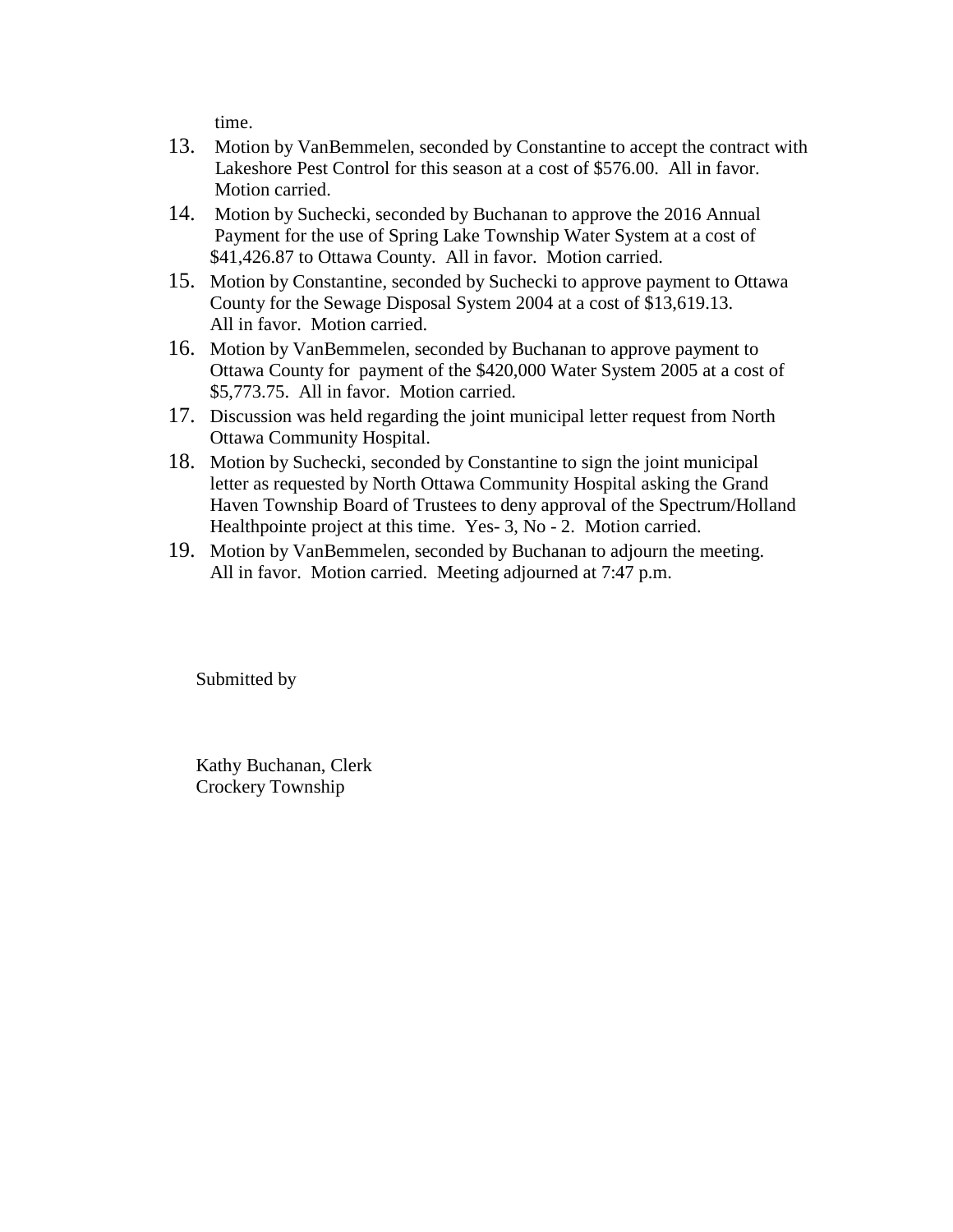time.

13. Motion by VanBemmelen, seconded by Constantine to accept the contract with Lakeshore Pest Control for this season at a cost of $576.00. All in favor. Motion carried.
14. Motion by Suchecki, seconded by Buchanan to approve the 2016 Annual Payment for the use of Spring Lake Township Water System at a cost of $41,426.87 to Ottawa County. All in favor. Motion carried.
15. Motion by Constantine, seconded by Suchecki to approve payment to Ottawa County for the Sewage Disposal System 2004 at a cost of $13,619.13. All in favor. Motion carried.
16. Motion by VanBemmelen, seconded by Buchanan to approve payment to Ottawa County for payment of the $420,000 Water System 2005 at a cost of $5,773.75. All in favor. Motion carried.
17. Discussion was held regarding the joint municipal letter request from North Ottawa Community Hospital.
18. Motion by Suchecki, seconded by Constantine to sign the joint municipal letter as requested by North Ottawa Community Hospital asking the Grand Haven Township Board of Trustees to deny approval of the Spectrum/Holland Healthpointe project at this time. Yes- 3, No - 2. Motion carried.
19. Motion by VanBemmelen, seconded by Buchanan to adjourn the meeting. All in favor. Motion carried. Meeting adjourned at 7:47 p.m.

Submitted by

Kathy Buchanan, Clerk
Crockery Township